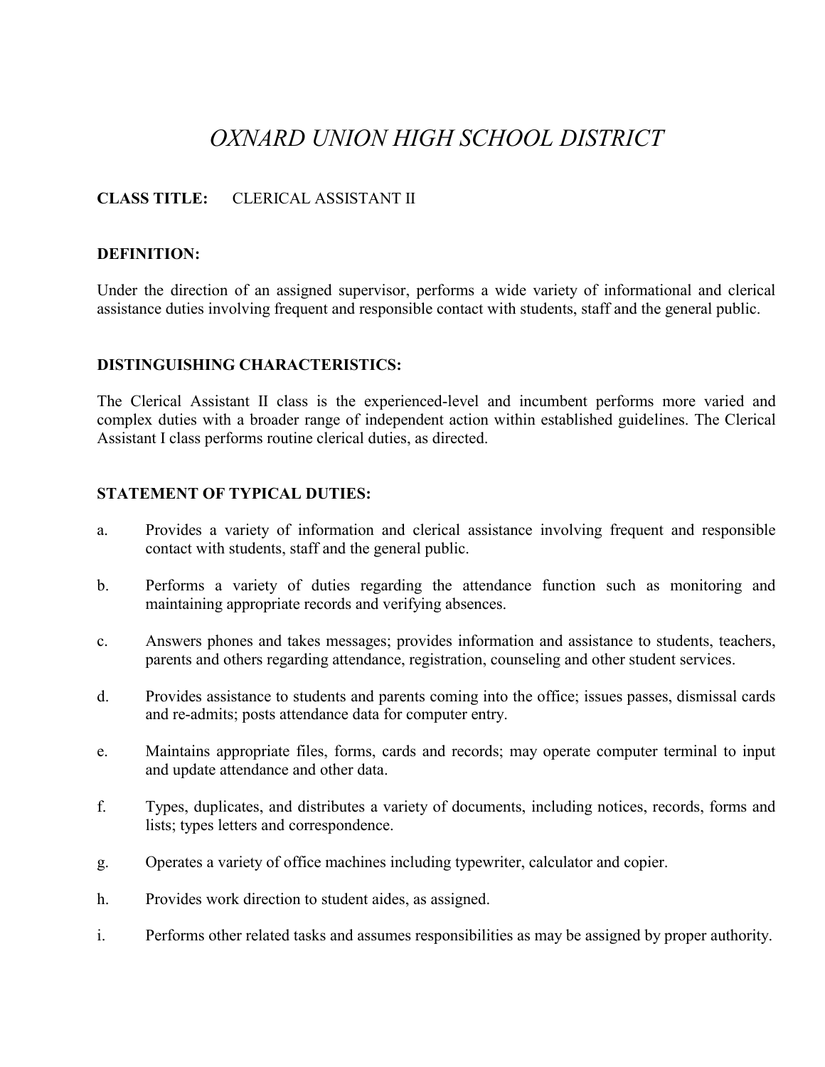# *OXNARD UNION HIGH SCHOOL DISTRICT*

**CLASS TITLE:** CLERICAL ASSISTANT II

**DEFINITION:**

Under the direction of an assigned supervisor, performs a wide variety of informational and clerical assistance duties involving frequent and responsible contact with students, staff and the general public.

**DISTINGUISHING CHARACTERISTICS:**

The Clerical Assistant II class is the experienced-level and incumbent performs more varied and complex duties with a broader range of independent action within established guidelines. The Clerical Assistant I class performs routine clerical duties, as directed.

**STATEMENT OF TYPICAL DUTIES:**

a. Provides a variety of information and clerical assistance involving frequent and responsible contact with students, staff and the general public.

b. Performs a variety of duties regarding the attendance function such as monitoring and maintaining appropriate records and verifying absences.

c. Answers phones and takes messages; provides information and assistance to students, teachers, parents and others regarding attendance, registration, counseling and other student services.

d. Provides assistance to students and parents coming into the office; issues passes, dismissal cards and re-admits; posts attendance data for computer entry.

e. Maintains appropriate files, forms, cards and records; may operate computer terminal to input and update attendance and other data.

f. Types, duplicates, and distributes a variety of documents, including notices, records, forms and lists; types letters and correspondence.

g. Operates a variety of office machines including typewriter, calculator and copier.

h. Provides work direction to student aides, as assigned.

i. Performs other related tasks and assumes responsibilities as may be assigned by proper authority.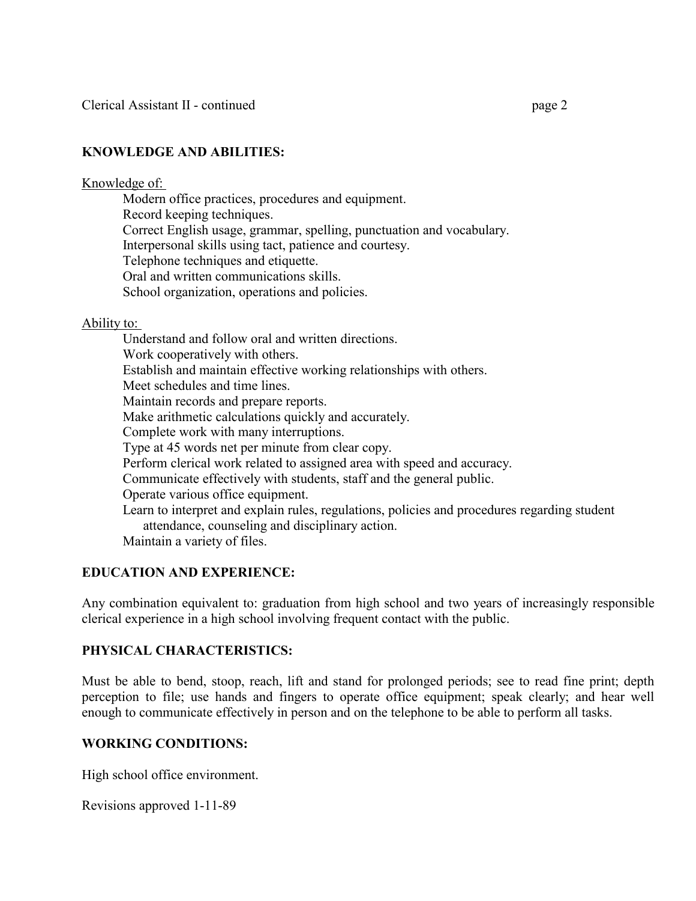**KNOWLEDGE AND ABILITIES:**

Knowledge of:

- Modern office practices, procedures and equipment.
- Record keeping techniques.
- Correct English usage, grammar, spelling, punctuation and vocabulary.
- Interpersonal skills using tact, patience and courtesy.
- Telephone techniques and etiquette.
- Oral and written communications skills.
- School organization, operations and policies.

Ability to:

- Understand and follow oral and written directions.
- Work cooperatively with others.
- Establish and maintain effective working relationships with others.
- Meet schedules and time lines.
- Maintain records and prepare reports.
- Make arithmetic calculations quickly and accurately.
- Complete work with many interruptions.
- Type at 45 words net per minute from clear copy.
- Perform clerical work related to assigned area with speed and accuracy.
- Communicate effectively with students, staff and the general public.
- Operate various office equipment.
- Learn to interpret and explain rules, regulations, policies and procedures regarding student attendance, counseling and disciplinary action.
- Maintain a variety of files.

**EDUCATION AND EXPERIENCE:**

Any combination equivalent to: graduation from high school and two years of increasingly responsible clerical experience in a high school involving frequent contact with the public.

**PHYSICAL CHARACTERISTICS:**

Must be able to bend, stoop, reach, lift and stand for prolonged periods; see to read fine print; depth perception to file; use hands and fingers to operate office equipment; speak clearly; and hear well enough to communicate effectively in person and on the telephone to be able to perform all tasks.

**WORKING CONDITIONS:**

High school office environment.

Revisions approved 1-11-89